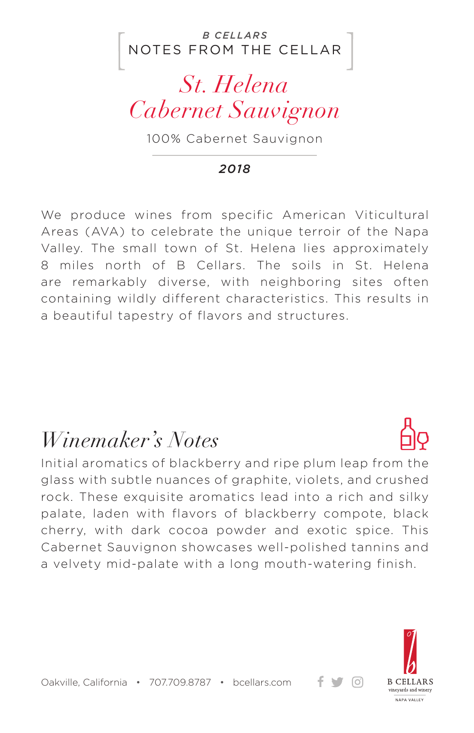B CELLARS

NOTES FROM THE CELLAR

# St. Helena Cabernet Sauvignon

100% Cabernet Sauvignon

**2018**

We produce wines from specific American Viticultural Areas (AVA) to celebrate the unique terroir of the Napa Valley. The small town of St. Helena lies approximately 8 miles north of B Cellars. The soils in St. Helena are remarkably diverse, with neighboring sites often containing wildly different characteristics. This results in a beautiful tapestry of flavors and structures.

## Winemaker's Notes

Initial aromatics of blackberry and ripe plum leap from the glass with subtle nuances of graphite, violets, and crushed rock. These exquisite aromatics lead into a rich and silky palate, laden with flavors of blackberry compote, black cherry, with dark cocoa powder and exotic spice. This Cabernet Sauvignon showcases well-polished tannins and a velvety mid-palate with a long mouth-watering finish.

Oakville, California • 707.709.8787 • bcellars.com

B CELLARS
vineyards and winery
NAPA VALLEY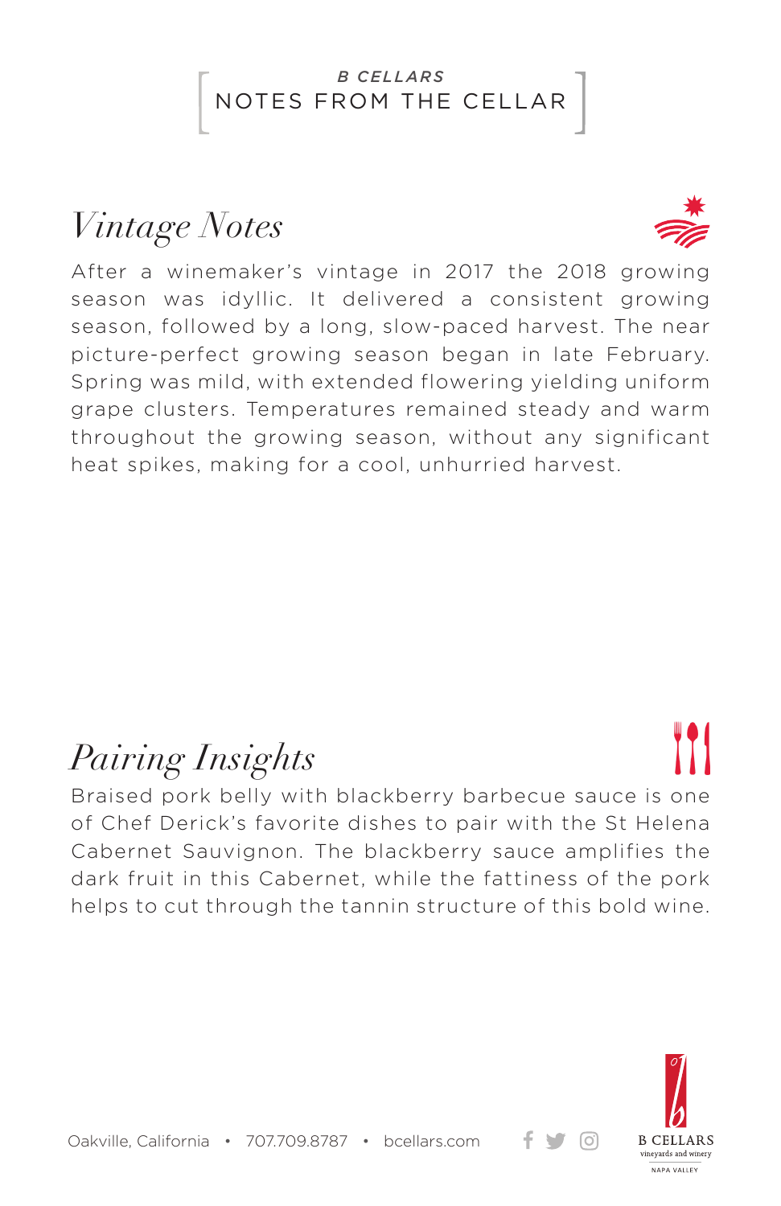B CELLARS
NOTES FROM THE CELLAR

## *Vintage Notes*

After a winemaker's vintage in 2017 the 2018 growing season was idyllic. It delivered a consistent growing season, followed by a long, slow-paced harvest. The near picture-perfect growing season began in late February. Spring was mild, with extended flowering yielding uniform grape clusters. Temperatures remained steady and warm throughout the growing season, without any significant heat spikes, making for a cool, unhurried harvest.

## *Pairing Insights*

Braised pork belly with blackberry barbecue sauce is one of Chef Derick's favorite dishes to pair with the St Helena Cabernet Sauvignon. The blackberry sauce amplifies the dark fruit in this Cabernet, while the fattiness of the pork helps to cut through the tannin structure of this bold wine.

Oakville, California • 707.709.8787 • bcellars.com

B CELLARS
vineyards and winery
NAPA VALLEY